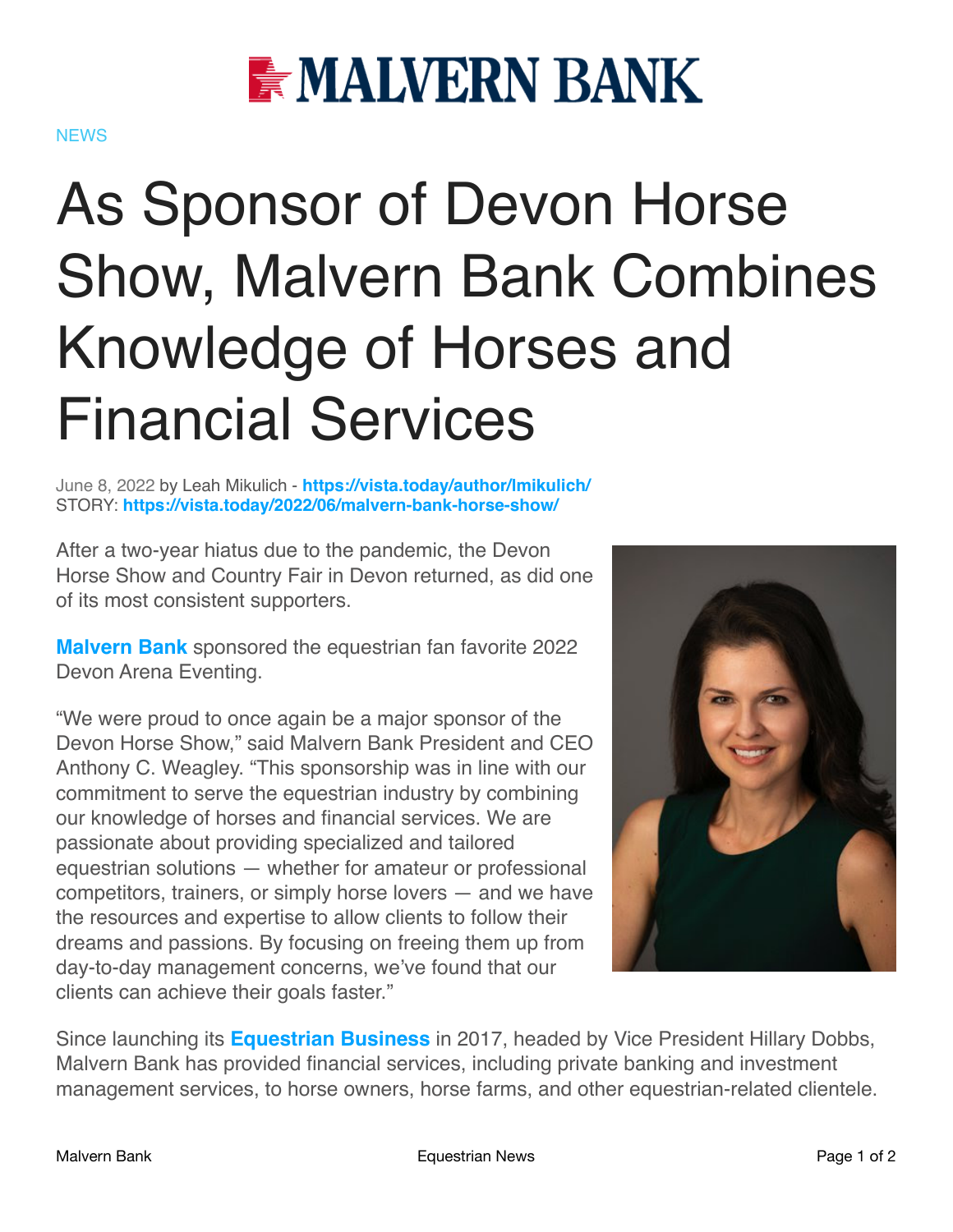# MALVERN BANK

NEWS

# As Sponsor of Devon Horse Show, Malvern Bank Combines Knowledge of Horses and Financial Services

June 8, 2022 by Leah Mikulich - **https://vista.today/author/lmikulich/**
STORY: **https://vista.today/2022/06/malvern-bank-horse-show/**

After a two-year hiatus due to the pandemic, the Devon Horse Show and Country Fair in Devon returned, as did one of its most consistent supporters.

**Malvern Bank** sponsored the equestrian fan favorite 2022 Devon Arena Eventing.

"We were proud to once again be a major sponsor of the Devon Horse Show," said Malvern Bank President and CEO Anthony C. Weagley. "This sponsorship was in line with our commitment to serve the equestrian industry by combining our knowledge of horses and financial services. We are passionate about providing specialized and tailored equestrian solutions — whether for amateur or professional competitors, trainers, or simply horse lovers — and we have the resources and expertise to allow clients to follow their dreams and passions. By focusing on freeing them up from day-to-day management concerns, we've found that our clients can achieve their goals faster."

Since launching its **Equestrian Business** in 2017, headed by Vice President Hillary Dobbs, Malvern Bank has provided financial services, including private banking and investment management services, to horse owners, horse farms, and other equestrian-related clientele.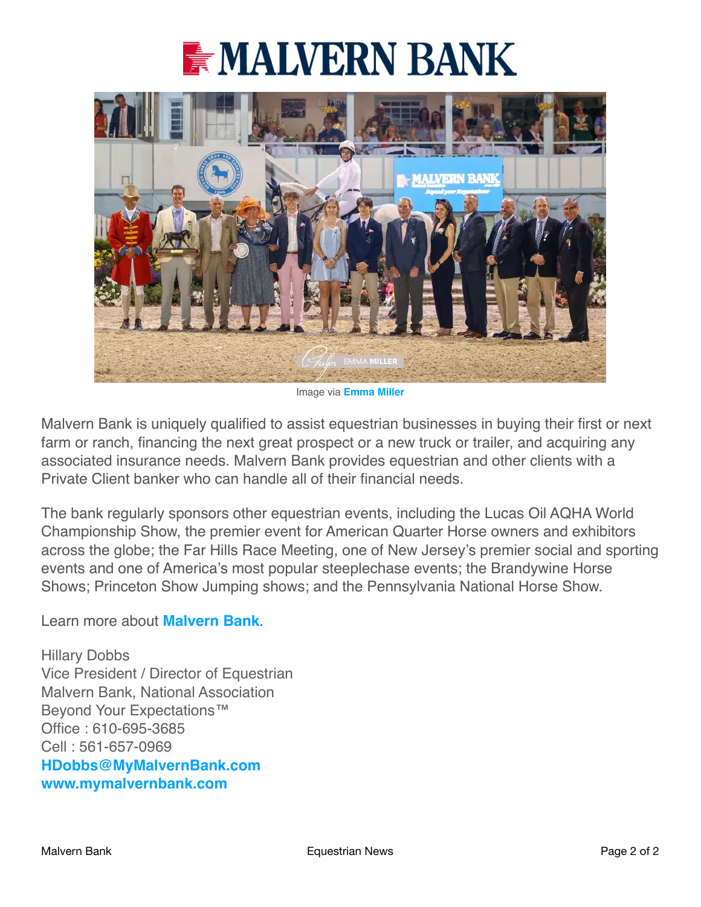# MALVERN BANK

Image via **Emma Miller**

Malvern Bank is uniquely qualified to assist equestrian businesses in buying their first or next farm or ranch, financing the next great prospect or a new truck or trailer, and acquiring any associated insurance needs. Malvern Bank provides equestrian and other clients with a Private Client banker who can handle all of their financial needs.

The bank regularly sponsors other equestrian events, including the Lucas Oil AQHA World Championship Show, the premier event for American Quarter Horse owners and exhibitors across the globe; the Far Hills Race Meeting, one of New Jersey's premier social and sporting events and one of America's most popular steeplechase events; the Brandywine Horse Shows; Princeton Show Jumping shows; and the Pennsylvania National Horse Show.

Learn more about **Malvern Bank**.

Hillary Dobbs
Vice President / Director of Equestrian
Malvern Bank, National Association
Beyond Your Expectations™
Office : 610-695-3685
Cell : 561-657-0969
**HDobbs@MyMalvernBank.com**
**www.mymalvernbank.com**